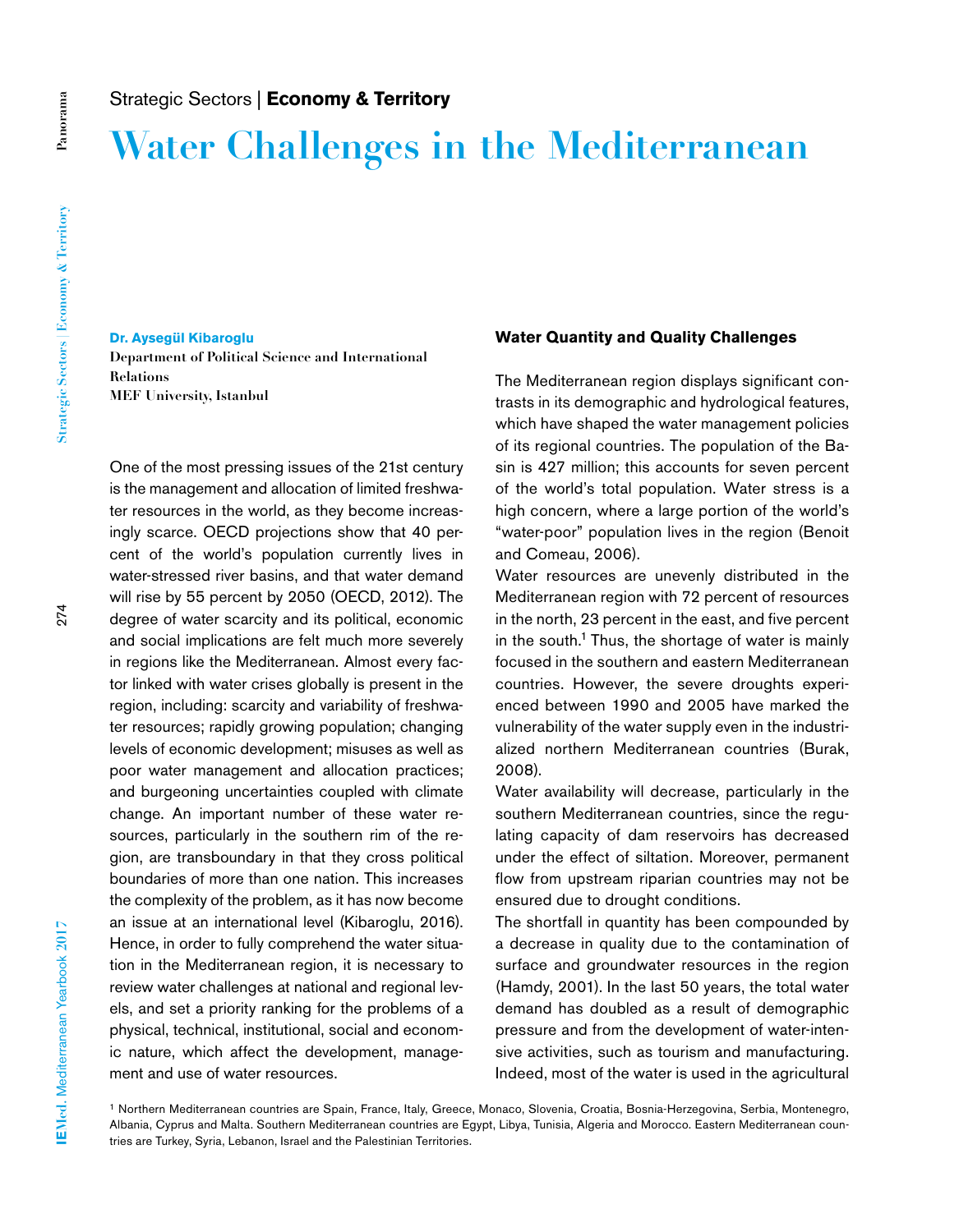Strategic Sectors | **Economy & Territory**

# Water Challenges in the Mediterranean

**Dr. Aysegül Kibaroglu**
**Department of Political Science and International Relations**
**MEF University, Istanbul**

One of the most pressing issues of the 21st century is the management and allocation of limited freshwater resources in the world, as they become increasingly scarce. OECD projections show that 40 percent of the world's population currently lives in water-stressed river basins, and that water demand will rise by 55 percent by 2050 (OECD, 2012). The degree of water scarcity and its political, economic and social implications are felt much more severely in regions like the Mediterranean. Almost every factor linked with water crises globally is present in the region, including: scarcity and variability of freshwater resources; rapidly growing population; changing levels of economic development; misuses as well as poor water management and allocation practices; and burgeoning uncertainties coupled with climate change. An important number of these water resources, particularly in the southern rim of the region, are transboundary in that they cross political boundaries of more than one nation. This increases the complexity of the problem, as it has now become an issue at an international level (Kibaroglu, 2016). Hence, in order to fully comprehend the water situation in the Mediterranean region, it is necessary to review water challenges at national and regional levels, and set a priority ranking for the problems of a physical, technical, institutional, social and economic nature, which affect the development, management and use of water resources.

## Water Quantity and Quality Challenges

The Mediterranean region displays significant contrasts in its demographic and hydrological features, which have shaped the water management policies of its regional countries. The population of the Basin is 427 million; this accounts for seven percent of the world's total population. Water stress is a high concern, where a large portion of the world's "water-poor" population lives in the region (Benoit and Comeau, 2006).

Water resources are unevenly distributed in the Mediterranean region with 72 percent of resources in the north, 23 percent in the east, and five percent in the south.[1] Thus, the shortage of water is mainly focused in the southern and eastern Mediterranean countries. However, the severe droughts experienced between 1990 and 2005 have marked the vulnerability of the water supply even in the industrialized northern Mediterranean countries (Burak, 2008).

Water availability will decrease, particularly in the southern Mediterranean countries, since the regulating capacity of dam reservoirs has decreased under the effect of siltation. Moreover, permanent flow from upstream riparian countries may not be ensured due to drought conditions.

The shortfall in quantity has been compounded by a decrease in quality due to the contamination of surface and groundwater resources in the region (Hamdy, 2001). In the last 50 years, the total water demand has doubled as a result of demographic pressure and from the development of water-intensive activities, such as tourism and manufacturing. Indeed, most of the water is used in the agricultural

[1] Northern Mediterranean countries are Spain, France, Italy, Greece, Monaco, Slovenia, Croatia, Bosnia-Herzegovina, Serbia, Montenegro, Albania, Cyprus and Malta. Southern Mediterranean countries are Egypt, Libya, Tunisia, Algeria and Morocco. Eastern Mediterranean countries are Turkey, Syria, Lebanon, Israel and the Palestinian Territories.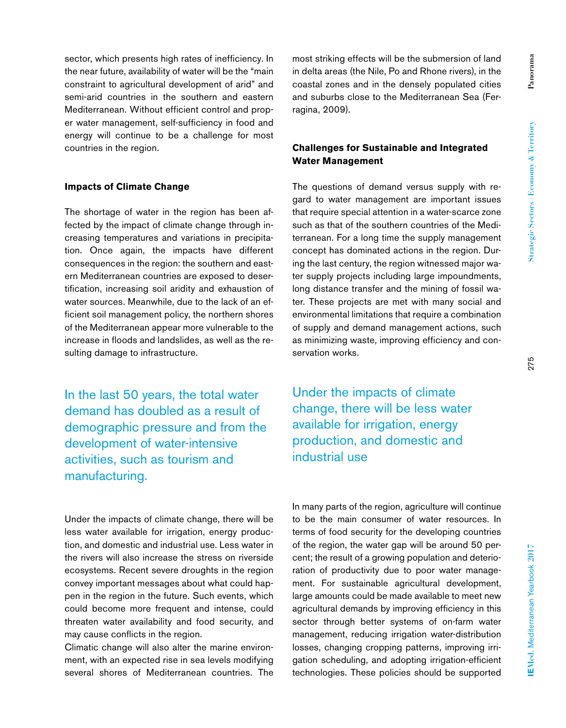sector, which presents high rates of inefficiency. In the near future, availability of water will be the "main constraint to agricultural development of arid" and semi-arid countries in the southern and eastern Mediterranean. Without efficient control and proper water management, self-sufficiency in food and energy will continue to be a challenge for most countries in the region.

### Impacts of Climate Change

The shortage of water in the region has been affected by the impact of climate change through increasing temperatures and variations in precipitation. Once again, the impacts have different consequences in the region: the southern and eastern Mediterranean countries are exposed to desertification, increasing soil aridity and exhaustion of water sources. Meanwhile, due to the lack of an efficient soil management policy, the northern shores of the Mediterranean appear more vulnerable to the increase in floods and landslides, as well as the resulting damage to infrastructure.

> In the last 50 years, the total water demand has doubled as a result of demographic pressure and from the development of water-intensive activities, such as tourism and manufacturing.

Under the impacts of climate change, there will be less water available for irrigation, energy production, and domestic and industrial use. Less water in the rivers will also increase the stress on riverside ecosystems. Recent severe droughts in the region convey important messages about what could happen in the region in the future. Such events, which could become more frequent and intense, could threaten water availability and food security, and may cause conflicts in the region.

Climatic change will also alter the marine environment, with an expected rise in sea levels modifying several shores of Mediterranean countries. The most striking effects will be the submersion of land in delta areas (the Nile, Po and Rhone rivers), in the coastal zones and in the densely populated cities and suburbs close to the Mediterranean Sea (Ferragina, 2009).

### Challenges for Sustainable and Integrated Water Management

The questions of demand versus supply with regard to water management are important issues that require special attention in a water-scarce zone such as that of the southern countries of the Mediterranean. For a long time the supply management concept has dominated actions in the region. During the last century, the region witnessed major water supply projects including large impoundments, long distance transfer and the mining of fossil water. These projects are met with many social and environmental limitations that require a combination of supply and demand management actions, such as minimizing waste, improving efficiency and conservation works.

> Under the impacts of climate change, there will be less water available for irrigation, energy production, and domestic and industrial use

In many parts of the region, agriculture will continue to be the main consumer of water resources. In terms of food security for the developing countries of the region, the water gap will be around 50 percent; the result of a growing population and deterioration of productivity due to poor water management. For sustainable agricultural development, large amounts could be made available to meet new agricultural demands by improving efficiency in this sector through better systems of on-farm water management, reducing irrigation water-distribution losses, changing cropping patterns, improving irrigation scheduling, and adopting irrigation-efficient technologies. These policies should be supported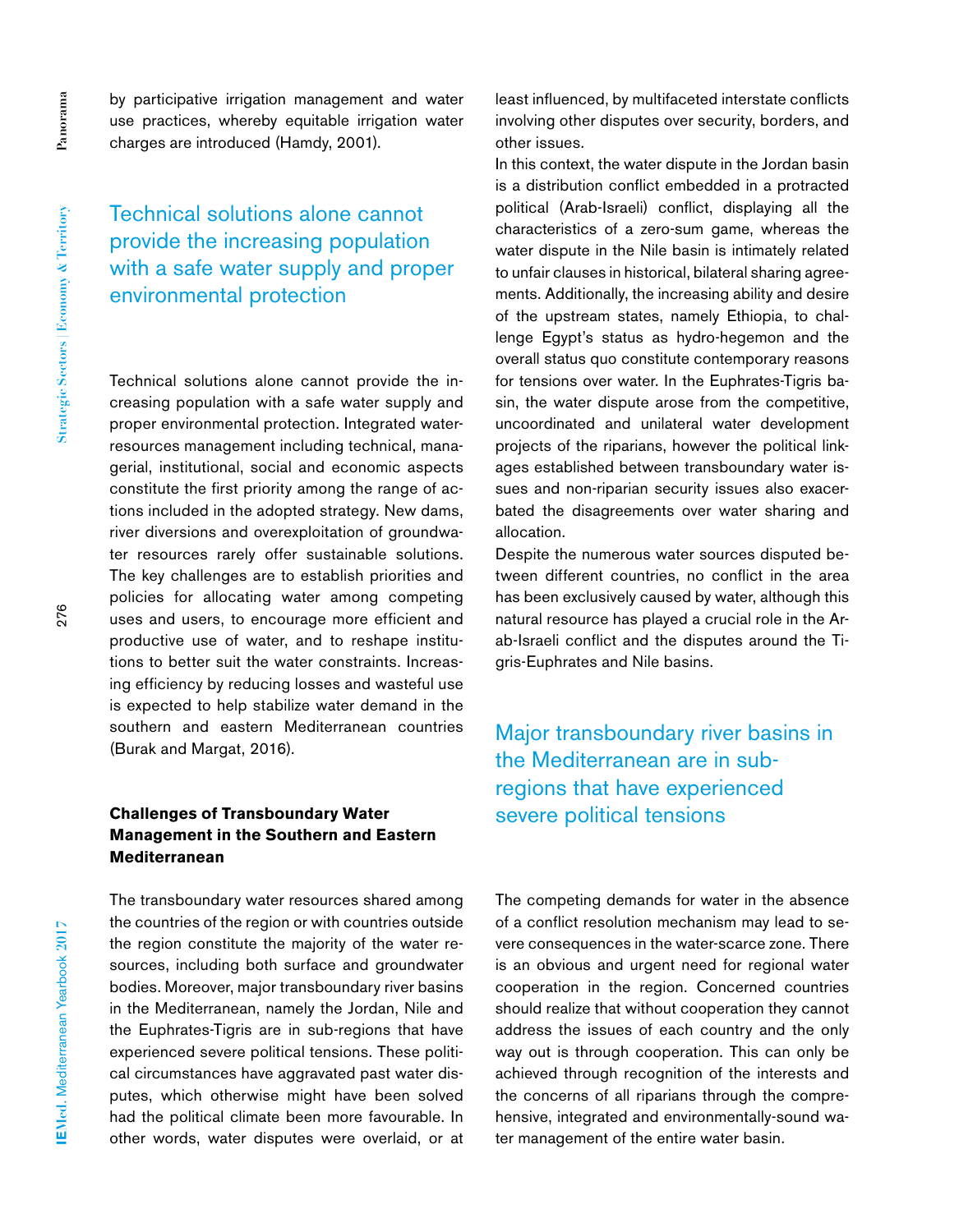by participative irrigation management and water use practices, whereby equitable irrigation water charges are introduced (Hamdy, 2001).

> Technical solutions alone cannot provide the increasing population with a safe water supply and proper environmental protection

Technical solutions alone cannot provide the increasing population with a safe water supply and proper environmental protection. Integrated water-resources management including technical, managerial, institutional, social and economic aspects constitute the first priority among the range of actions included in the adopted strategy. New dams, river diversions and overexploitation of groundwater resources rarely offer sustainable solutions. The key challenges are to establish priorities and policies for allocating water among competing uses and users, to encourage more efficient and productive use of water, and to reshape institutions to better suit the water constraints. Increasing efficiency by reducing losses and wasteful use is expected to help stabilize water demand in the southern and eastern Mediterranean countries (Burak and Margat, 2016).

## Challenges of Transboundary Water Management in the Southern and Eastern Mediterranean

The transboundary water resources shared among the countries of the region or with countries outside the region constitute the majority of the water resources, including both surface and groundwater bodies. Moreover, major transboundary river basins in the Mediterranean, namely the Jordan, Nile and the Euphrates-Tigris are in sub-regions that have experienced severe political tensions. These political circumstances have aggravated past water disputes, which otherwise might have been solved had the political climate been more favourable. In other words, water disputes were overlaid, or at least influenced, by multifaceted interstate conflicts involving other disputes over security, borders, and other issues.

In this context, the water dispute in the Jordan basin is a distribution conflict embedded in a protracted political (Arab-Israeli) conflict, displaying all the characteristics of a zero-sum game, whereas the water dispute in the Nile basin is intimately related to unfair clauses in historical, bilateral sharing agreements. Additionally, the increasing ability and desire of the upstream states, namely Ethiopia, to challenge Egypt's status as hydro-hegemon and the overall status quo constitute contemporary reasons for tensions over water. In the Euphrates-Tigris basin, the water dispute arose from the competitive, uncoordinated and unilateral water development projects of the riparians, however the political linkages established between transboundary water issues and non-riparian security issues also exacerbated the disagreements over water sharing and allocation.

Despite the numerous water sources disputed between different countries, no conflict in the area has been exclusively caused by water, although this natural resource has played a crucial role in the Arab-Israeli conflict and the disputes around the Tigris-Euphrates and Nile basins.

> Major transboundary river basins in the Mediterranean are in sub-regions that have experienced severe political tensions

The competing demands for water in the absence of a conflict resolution mechanism may lead to severe consequences in the water-scarce zone. There is an obvious and urgent need for regional water cooperation in the region. Concerned countries should realize that without cooperation they cannot address the issues of each country and the only way out is through cooperation. This can only be achieved through recognition of the interests and the concerns of all riparians through the comprehensive, integrated and environmentally-sound water management of the entire water basin.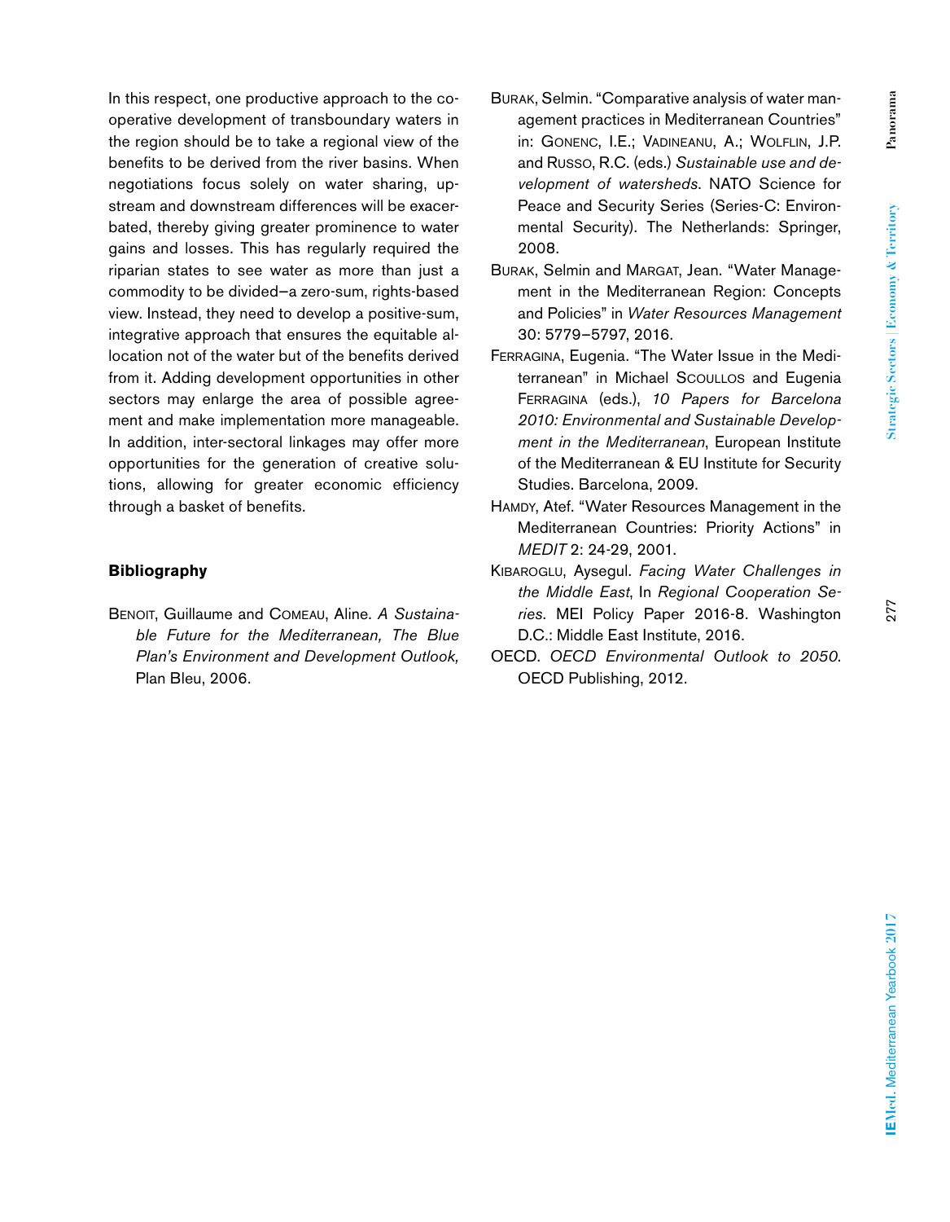In this respect, one productive approach to the co-operative development of transboundary waters in the region should be to take a regional view of the benefits to be derived from the river basins. When negotiations focus solely on water sharing, upstream and downstream differences will be exacerbated, thereby giving greater prominence to water gains and losses. This has regularly required the riparian states to see water as more than just a commodity to be divided–a zero-sum, rights-based view. Instead, they need to develop a positive-sum, integrative approach that ensures the equitable allocation not of the water but of the benefits derived from it. Adding development opportunities in other sectors may enlarge the area of possible agreement and make implementation more manageable. In addition, inter-sectoral linkages may offer more opportunities for the generation of creative solutions, allowing for greater economic efficiency through a basket of benefits.

## Bibliography

Benoit, Guillaume and Comeau, Aline. *A Sustainable Future for the Mediterranean, The Blue Plan's Environment and Development Outlook,* Plan Bleu, 2006.

Burak, Selmin. "Comparative analysis of water management practices in Mediterranean Countries" in: Gonenc, I.E.; Vadineanu, A.; Wolflin, J.P. and Russo, R.C. (eds.) *Sustainable use and development of watersheds*. NATO Science for Peace and Security Series (Series-C: Environmental Security). The Netherlands: Springer, 2008.

Burak, Selmin and Margat, Jean. "Water Management in the Mediterranean Region: Concepts and Policies" in *Water Resources Management* 30: 5779–5797, 2016.

Ferragina, Eugenia. "The Water Issue in the Mediterranean" in Michael Scoullos and Eugenia Ferragina (eds.), *10 Papers for Barcelona 2010: Environmental and Sustainable Development in the Mediterranean*, European Institute of the Mediterranean & EU Institute for Security Studies. Barcelona, 2009.

Hamdy, Atef. "Water Resources Management in the Mediterranean Countries: Priority Actions" in *MEDIT* 2: 24-29, 2001.

Kibaroglu, Aysegul. *Facing Water Challenges in the Middle East*, In *Regional Cooperation Series*. MEI Policy Paper 2016-8. Washington D.C.: Middle East Institute, 2016.

OECD. *OECD Environmental Outlook to 2050*. OECD Publishing, 2012.